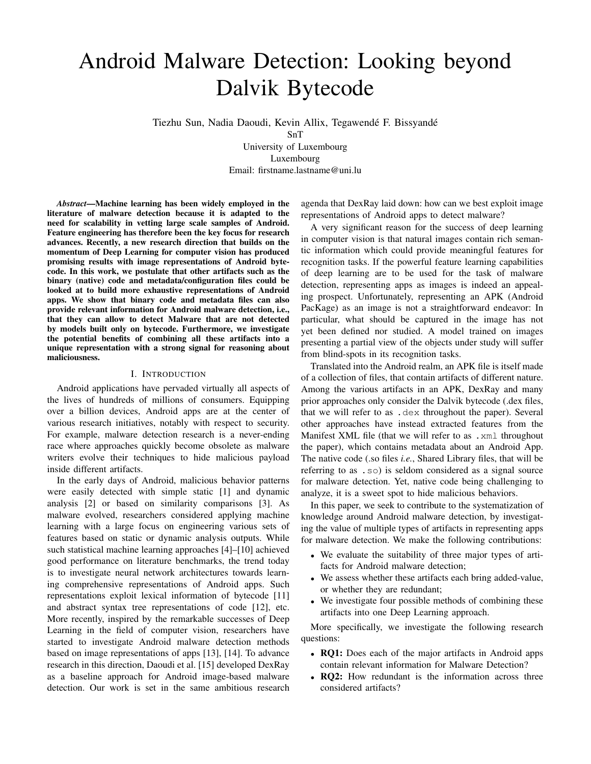# Android Malware Detection: Looking beyond Dalvik Bytecode

Tiezhu Sun, Nadia Daoudi, Kevin Allix, Tegawendé F. Bissyandé
SnT
University of Luxembourg
Luxembourg
Email: firstname.lastname@uni.lu

***Abstract*—Machine learning has been widely employed in the literature of malware detection because it is adapted to the need for scalability in vetting large scale samples of Android. Feature engineering has therefore been the key focus for research advances. Recently, a new research direction that builds on the momentum of Deep Learning for computer vision has produced promising results with image representations of Android bytecode. In this work, we postulate that other artifacts such as the binary (native) code and metadata/configuration files could be looked at to build more exhaustive representations of Android apps. We show that binary code and metadata files can also provide relevant information for Android malware detection, i.e., that they can allow to detect Malware that are not detected by models built only on bytecode. Furthermore, we investigate the potential benefits of combining all these artifacts into a unique representation with a strong signal for reasoning about maliciousness.**

## I. Introduction

Android applications have pervaded virtually all aspects of the lives of hundreds of millions of consumers. Equipping over a billion devices, Android apps are at the center of various research initiatives, notably with respect to security. For example, malware detection research is a never-ending race where approaches quickly become obsolete as malware writers evolve their techniques to hide malicious payload inside different artifacts.

In the early days of Android, malicious behavior patterns were easily detected with simple static [1] and dynamic analysis [2] or based on similarity comparisons [3]. As malware evolved, researchers considered applying machine learning with a large focus on engineering various sets of features based on static or dynamic analysis outputs. While such statistical machine learning approaches [4]–[10] achieved good performance on literature benchmarks, the trend today is to investigate neural network architectures towards learning comprehensive representations of Android apps. Such representations exploit lexical information of bytecode [11] and abstract syntax tree representations of code [12], etc. More recently, inspired by the remarkable successes of Deep Learning in the field of computer vision, researchers have started to investigate Android malware detection methods based on image representations of apps [13], [14]. To advance research in this direction, Daoudi et al. [15] developed DexRay as a baseline approach for Android image-based malware detection. Our work is set in the same ambitious research agenda that DexRay laid down: how can we best exploit image representations of Android apps to detect malware?

A very significant reason for the success of deep learning in computer vision is that natural images contain rich semantic information which could provide meaningful features for recognition tasks. If the powerful feature learning capabilities of deep learning are to be used for the task of malware detection, representing apps as images is indeed an appealing prospect. Unfortunately, representing an APK (Android PacKage) as an image is not a straightforward endeavor: In particular, what should be captured in the image has not yet been defined nor studied. A model trained on images presenting a partial view of the objects under study will suffer from blind-spots in its recognition tasks.

Translated into the Android realm, an APK file is itself made of a collection of files, that contain artifacts of different nature. Among the various artifacts in an APK, DexRay and many prior approaches only consider the Dalvik bytecode (.dex files, that we will refer to as `.dex` throughout the paper). Several other approaches have instead extracted features from the Manifest XML file (that we will refer to as `.xml` throughout the paper), which contains metadata about an Android App. The native code (.so files *i.e.*, Shared Library files, that will be referring to as `.so`) is seldom considered as a signal source for malware detection. Yet, native code being challenging to analyze, it is a sweet spot to hide malicious behaviors.

In this paper, we seek to contribute to the systematization of knowledge around Android malware detection, by investigating the value of multiple types of artifacts in representing apps for malware detection. We make the following contributions:

- We evaluate the suitability of three major types of artifacts for Android malware detection;
- We assess whether these artifacts each bring added-value, or whether they are redundant;
- We investigate four possible methods of combining these artifacts into one Deep Learning approach.

More specifically, we investigate the following research questions:

- **RQ1:** Does each of the major artifacts in Android apps contain relevant information for Malware Detection?
- **RQ2:** How redundant is the information across three considered artifacts?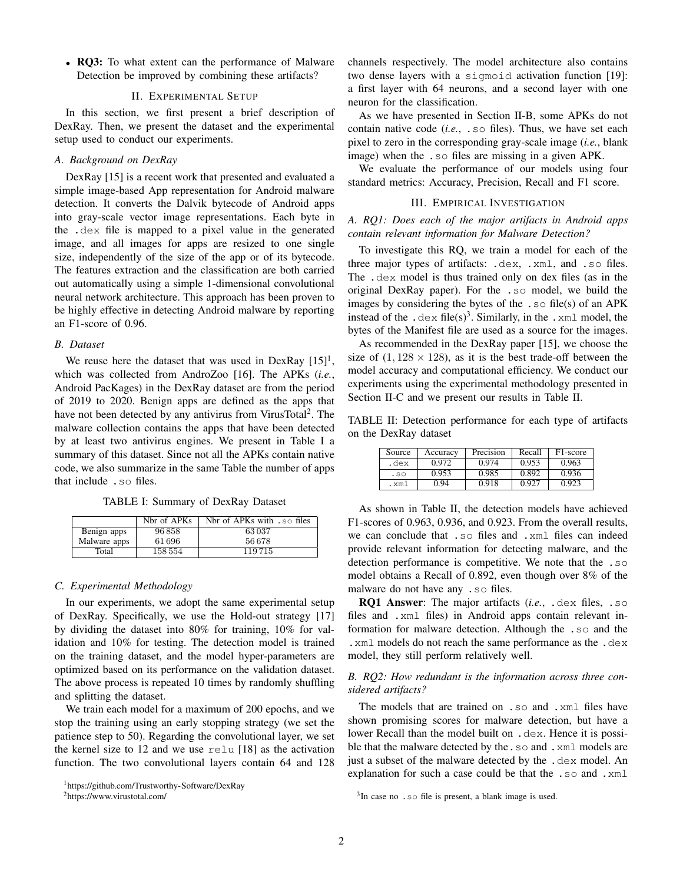- **RQ3:** To what extent can the performance of Malware Detection be improved by combining these artifacts?

## II. Experimental Setup

In this section, we first present a brief description of DexRay. Then, we present the dataset and the experimental setup used to conduct our experiments.

### A. Background on DexRay

DexRay [15] is a recent work that presented and evaluated a simple image-based App representation for Android malware detection. It converts the Dalvik bytecode of Android apps into gray-scale vector image representations. Each byte in the `.dex` file is mapped to a pixel value in the generated image, and all images for apps are resized to one single size, independently of the size of the app or of its bytecode. The features extraction and the classification are both carried out automatically using a simple 1-dimensional convolutional neural network architecture. This approach has been proven to be highly effective in detecting Android malware by reporting an F1-score of 0.96.

### B. Dataset

We reuse here the dataset that was used in DexRay [15][1], which was collected from AndroZoo [16]. The APKs (*i.e.*, Android PacKages) in the DexRay dataset are from the period of 2019 to 2020. Benign apps are defined as the apps that have not been detected by any antivirus from VirusTotal[2]. The malware collection contains the apps that have been detected by at least two antivirus engines. We present in Table I a summary of this dataset. Since not all the APKs contain native code, we also summarize in the same Table the number of apps that include `.so` files.

TABLE I: Summary of DexRay Dataset

| | Nbr of APKs | Nbr of APKs with `.so` files |
|---|---|---|
| Benign apps | 96 858 | 63 037 |
| Malware apps | 61 696 | 56 678 |
| Total | 158 554 | 119 715 |

### C. Experimental Methodology

In our experiments, we adopt the same experimental setup of DexRay. Specifically, we use the Hold-out strategy [17] by dividing the dataset into 80% for training, 10% for validation and 10% for testing. The detection model is trained on the training dataset, and the model hyper-parameters are optimized based on its performance on the validation dataset. The above process is repeated 10 times by randomly shuffling and splitting the dataset.

We train each model for a maximum of 200 epochs, and we stop the training using an early stopping strategy (we set the patience step to 50). Regarding the convolutional layer, we set the kernel size to 12 and we use `relu` [18] as the activation function. The two convolutional layers contain 64 and 128 channels respectively. The model architecture also contains two dense layers with a `sigmoid` activation function [19]: a first layer with 64 neurons, and a second layer with one neuron for the classification.

As we have presented in Section II-B, some APKs do not contain native code (*i.e.*, `.so` files). Thus, we have set each pixel to zero in the corresponding gray-scale image (*i.e.*, blank image) when the `.so` files are missing in a given APK.

We evaluate the performance of our models using four standard metrics: Accuracy, Precision, Recall and F1 score.

[1] https://github.com/Trustworthy-Software/DexRay

[2] https://www.virustotal.com/

## III. Empirical Investigation

### A. RQ1: Does each of the major artifacts in Android apps contain relevant information for Malware Detection?

To investigate this RQ, we train a model for each of the three major types of artifacts: `.dex`, `.xml`, and `.so` files. The `.dex` model is thus trained only on dex files (as in the original DexRay paper). For the `.so` model, we build the images by considering the bytes of the `.so` file(s) of an APK instead of the `.dex` file(s)[3]. Similarly, in the `.xml` model, the bytes of the Manifest file are used as a source for the images.

As recommended in the DexRay paper [15], we choose the size of $(1, 128 \times 128)$, as it is the best trade-off between the model accuracy and computational efficiency. We conduct our experiments using the experimental methodology presented in Section II-C and we present our results in Table II.

TABLE II: Detection performance for each type of artifacts on the DexRay dataset

| Source | Accuracy | Precision | Recall | F1-score |
|---|---|---|---|---|
| `.dex` | 0.972 | 0.974 | 0.953 | 0.963 |
| `.so` | 0.953 | 0.985 | 0.892 | 0.936 |
| `.xml` | 0.94 | 0.918 | 0.927 | 0.923 |

As shown in Table II, the detection models have achieved F1-scores of 0.963, 0.936, and 0.923. From the overall results, we can conclude that `.so` files and `.xml` files can indeed provide relevant information for detecting malware, and the detection performance is competitive. We note that the `.so` model obtains a Recall of 0.892, even though over 8% of the malware do not have any `.so` files.

**RQ1 Answer**: The major artifacts (*i.e.*, `.dex` files, `.so` files and `.xml` files) in Android apps contain relevant information for malware detection. Although the `.so` and the `.xml` models do not reach the same performance as the `.dex` model, they still perform relatively well.

### B. RQ2: How redundant is the information across three considered artifacts?

The models that are trained on `.so` and `.xml` files have shown promising scores for malware detection, but have a lower Recall than the model built on `.dex`. Hence it is possible that the malware detected by the `.so` and `.xml` models are just a subset of the malware detected by the `.dex` model. An explanation for such a case could be that the `.so` and `.xml`

[3] In case no `.so` file is present, a blank image is used.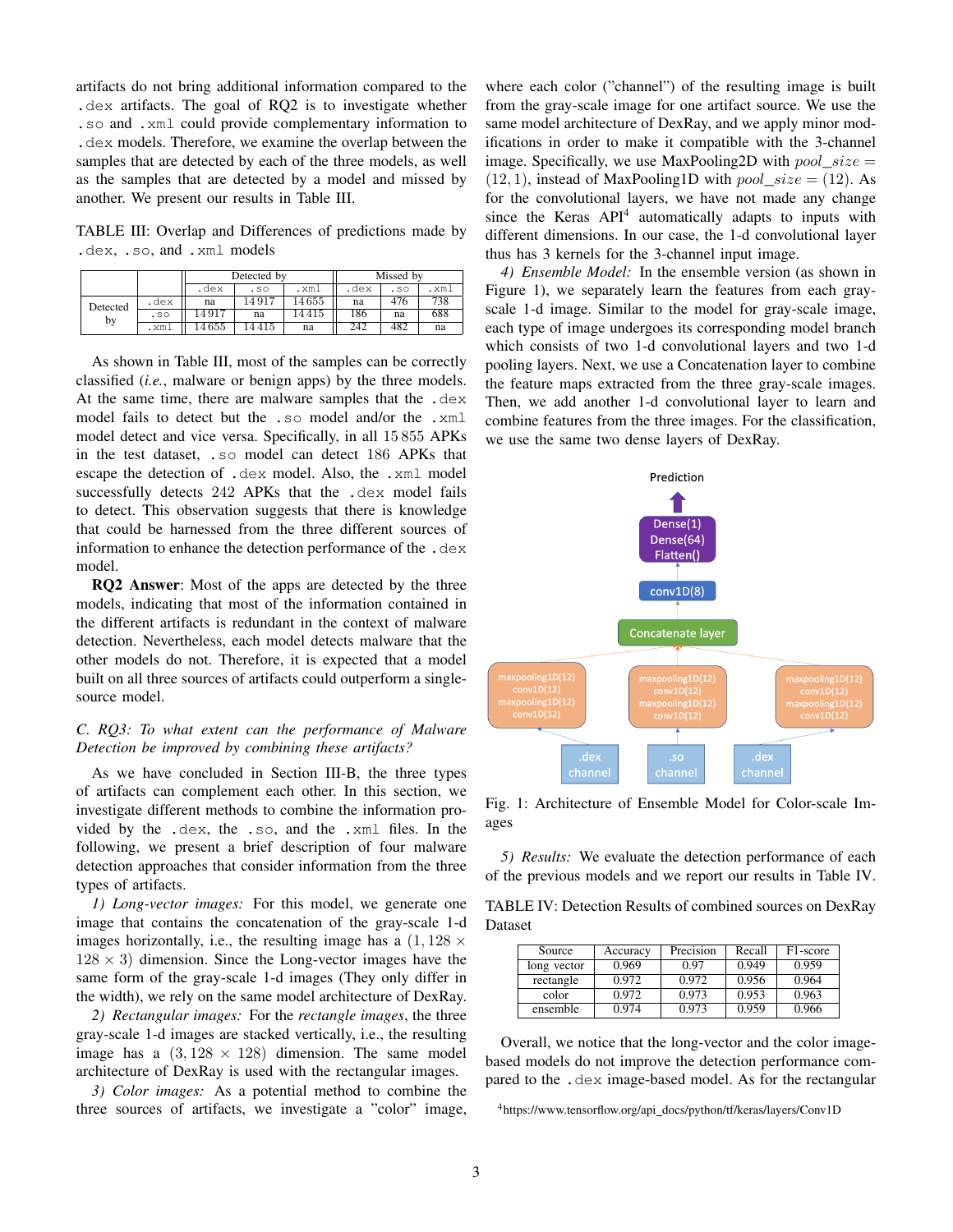artifacts do not bring additional information compared to the .dex artifacts. The goal of RQ2 is to investigate whether .so and .xml could provide complementary information to .dex models. Therefore, we examine the overlap between the samples that are detected by each of the three models, as well as the samples that are detected by a model and missed by another. We present our results in Table III.

TABLE III: Overlap and Differences of predictions made by .dex, .so, and .xml models

| | | Detected by | | | Missed by | | |
|---|---|---|---|---|---|---|---|
| | | .dex | .so | .xml | .dex | .so | .xml |
| Detected by | .dex | na | 14 917 | 14 655 | na | 476 | 738 |
| | .so | 14 917 | na | 14 415 | 186 | na | 688 |
| | .xml | 14 655 | 14 415 | na | 242 | 482 | na |

As shown in Table III, most of the samples can be correctly classified (*i.e.*, malware or benign apps) by the three models. At the same time, there are malware samples that the .dex model fails to detect but the .so model and/or the .xml model detect and vice versa. Specifically, in all 15 855 APKs in the test dataset, .so model can detect 186 APKs that escape the detection of .dex model. Also, the .xml model successfully detects 242 APKs that the .dex model fails to detect. This observation suggests that there is knowledge that could be harnessed from the three different sources of information to enhance the detection performance of the .dex model.

**RQ2 Answer**: Most of the apps are detected by the three models, indicating that most of the information contained in the different artifacts is redundant in the context of malware detection. Nevertheless, each model detects malware that the other models do not. Therefore, it is expected that a model built on all three sources of artifacts could outperform a single-source model.

### C. RQ3: To what extent can the performance of Malware Detection be improved by combining these artifacts?

As we have concluded in Section III-B, the three types of artifacts can complement each other. In this section, we investigate different methods to combine the information provided by the .dex, the .so, and the .xml files. In the following, we present a brief description of four malware detection approaches that consider information from the three types of artifacts.

*1) Long-vector images:* For this model, we generate one image that contains the concatenation of the gray-scale 1-d images horizontally, i.e., the resulting image has a $(1, 128 \times 128 \times 3)$ dimension. Since the Long-vector images have the same form of the gray-scale 1-d images (They only differ in the width), we rely on the same model architecture of DexRay.

*2) Rectangular images:* For the *rectangle images*, the three gray-scale 1-d images are stacked vertically, i.e., the resulting image has a $(3, 128 \times 128)$ dimension. The same model architecture of DexRay is used with the rectangular images.

*3) Color images:* As a potential method to combine the three sources of artifacts, we investigate a "color" image, where each color ("channel") of the resulting image is built from the gray-scale image for one artifact source. We use the same model architecture of DexRay, and we apply minor modifications in order to make it compatible with the 3-channel image. Specifically, we use MaxPooling2D with $pool\_size = (12, 1)$, instead of MaxPooling1D with $pool\_size = (12)$. As for the convolutional layers, we have not made any change since the Keras API[4] automatically adapts to inputs with different dimensions. In our case, the 1-d convolutional layer thus has 3 kernels for the 3-channel input image.

*4) Ensemble Model:* In the ensemble version (as shown in Figure 1), we separately learn the features from each gray-scale 1-d image. Similar to the model for gray-scale image, each type of image undergoes its corresponding model branch which consists of two 1-d convolutional layers and two 1-d pooling layers. Next, we use a Concatenation layer to combine the feature maps extracted from the three gray-scale images. Then, we add another 1-d convolutional layer to learn and combine features from the three images. For the classification, we use the same two dense layers of DexRay.

Fig. 1: Architecture of Ensemble Model for Color-scale Images

*5) Results:* We evaluate the detection performance of each of the previous models and we report our results in Table IV.

TABLE IV: Detection Results of combined sources on DexRay Dataset

| Source | Accuracy | Precision | Recall | F1-score |
|---|---|---|---|---|
| long vector | 0.969 | 0.97 | 0.949 | 0.959 |
| rectangle | 0.972 | 0.972 | 0.956 | 0.964 |
| color | 0.972 | 0.973 | 0.953 | 0.963 |
| ensemble | 0.974 | 0.973 | 0.959 | 0.966 |

Overall, we notice that the long-vector and the color image-based models do not improve the detection performance compared to the .dex image-based model. As for the rectangular

[4] https://www.tensorflow.org/api_docs/python/tf/keras/layers/Conv1D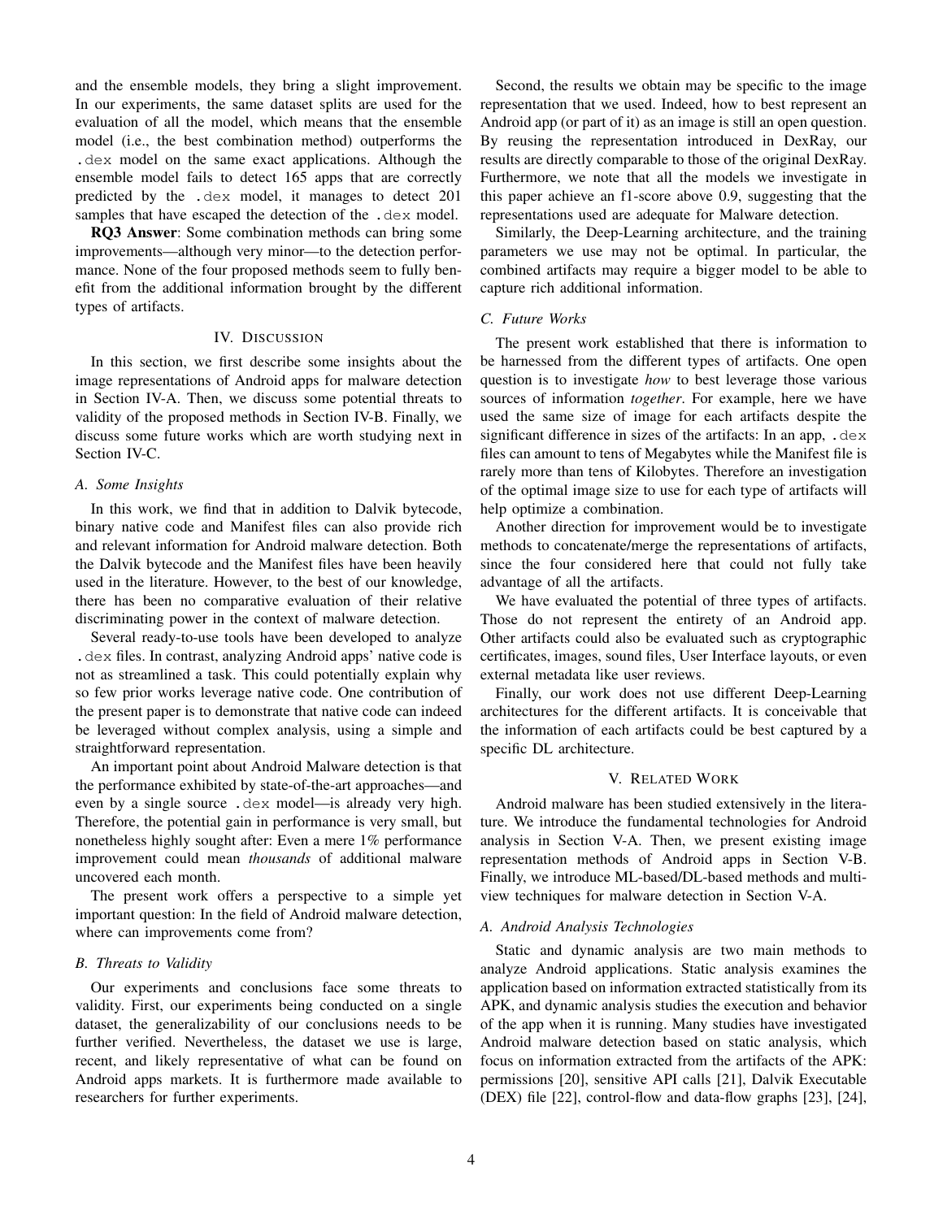and the ensemble models, they bring a slight improvement. In our experiments, the same dataset splits are used for the evaluation of all the model, which means that the ensemble model (i.e., the best combination method) outperforms the `.dex` model on the same exact applications. Although the ensemble model fails to detect 165 apps that are correctly predicted by the `.dex` model, it manages to detect 201 samples that have escaped the detection of the `.dex` model.

**RQ3 Answer**: Some combination methods can bring some improvements—although very minor—to the detection performance. None of the four proposed methods seem to fully benefit from the additional information brought by the different types of artifacts.

## IV. Discussion

In this section, we first describe some insights about the image representations of Android apps for malware detection in Section IV-A. Then, we discuss some potential threats to validity of the proposed methods in Section IV-B. Finally, we discuss some future works which are worth studying next in Section IV-C.

### A. Some Insights

In this work, we find that in addition to Dalvik bytecode, binary native code and Manifest files can also provide rich and relevant information for Android malware detection. Both the Dalvik bytecode and the Manifest files have been heavily used in the literature. However, to the best of our knowledge, there has been no comparative evaluation of their relative discriminating power in the context of malware detection.

Several ready-to-use tools have been developed to analyze `.dex` files. In contrast, analyzing Android apps' native code is not as streamlined a task. This could potentially explain why so few prior works leverage native code. One contribution of the present paper is to demonstrate that native code can indeed be leveraged without complex analysis, using a simple and straightforward representation.

An important point about Android Malware detection is that the performance exhibited by state-of-the-art approaches—and even by a single source `.dex` model—is already very high. Therefore, the potential gain in performance is very small, but nonetheless highly sought after: Even a mere 1% performance improvement could mean *thousands* of additional malware uncovered each month.

The present work offers a perspective to a simple yet important question: In the field of Android malware detection, where can improvements come from?

### B. Threats to Validity

Our experiments and conclusions face some threats to validity. First, our experiments being conducted on a single dataset, the generalizability of our conclusions needs to be further verified. Nevertheless, the dataset we use is large, recent, and likely representative of what can be found on Android apps markets. It is furthermore made available to researchers for further experiments.

Second, the results we obtain may be specific to the image representation that we used. Indeed, how to best represent an Android app (or part of it) as an image is still an open question. By reusing the representation introduced in DexRay, our results are directly comparable to those of the original DexRay. Furthermore, we note that all the models we investigate in this paper achieve an f1-score above 0.9, suggesting that the representations used are adequate for Malware detection.

Similarly, the Deep-Learning architecture, and the training parameters we use may not be optimal. In particular, the combined artifacts may require a bigger model to be able to capture rich additional information.

### C. Future Works

The present work established that there is information to be harnessed from the different types of artifacts. One open question is to investigate *how* to best leverage those various sources of information *together*. For example, here we have used the same size of image for each artifacts despite the significant difference in sizes of the artifacts: In an app, `.dex` files can amount to tens of Megabytes while the Manifest file is rarely more than tens of Kilobytes. Therefore an investigation of the optimal image size to use for each type of artifacts will help optimize a combination.

Another direction for improvement would be to investigate methods to concatenate/merge the representations of artifacts, since the four considered here that could not fully take advantage of all the artifacts.

We have evaluated the potential of three types of artifacts. Those do not represent the entirety of an Android app. Other artifacts could also be evaluated such as cryptographic certificates, images, sound files, User Interface layouts, or even external metadata like user reviews.

Finally, our work does not use different Deep-Learning architectures for the different artifacts. It is conceivable that the information of each artifacts could be best captured by a specific DL architecture.

## V. Related Work

Android malware has been studied extensively in the literature. We introduce the fundamental technologies for Android analysis in Section V-A. Then, we present existing image representation methods of Android apps in Section V-B. Finally, we introduce ML-based/DL-based methods and multi-view techniques for malware detection in Section V-A.

### A. Android Analysis Technologies

Static and dynamic analysis are two main methods to analyze Android applications. Static analysis examines the application based on information extracted statistically from its APK, and dynamic analysis studies the execution and behavior of the app when it is running. Many studies have investigated Android malware detection based on static analysis, which focus on information extracted from the artifacts of the APK: permissions [20], sensitive API calls [21], Dalvik Executable (DEX) file [22], control-flow and data-flow graphs [23], [24],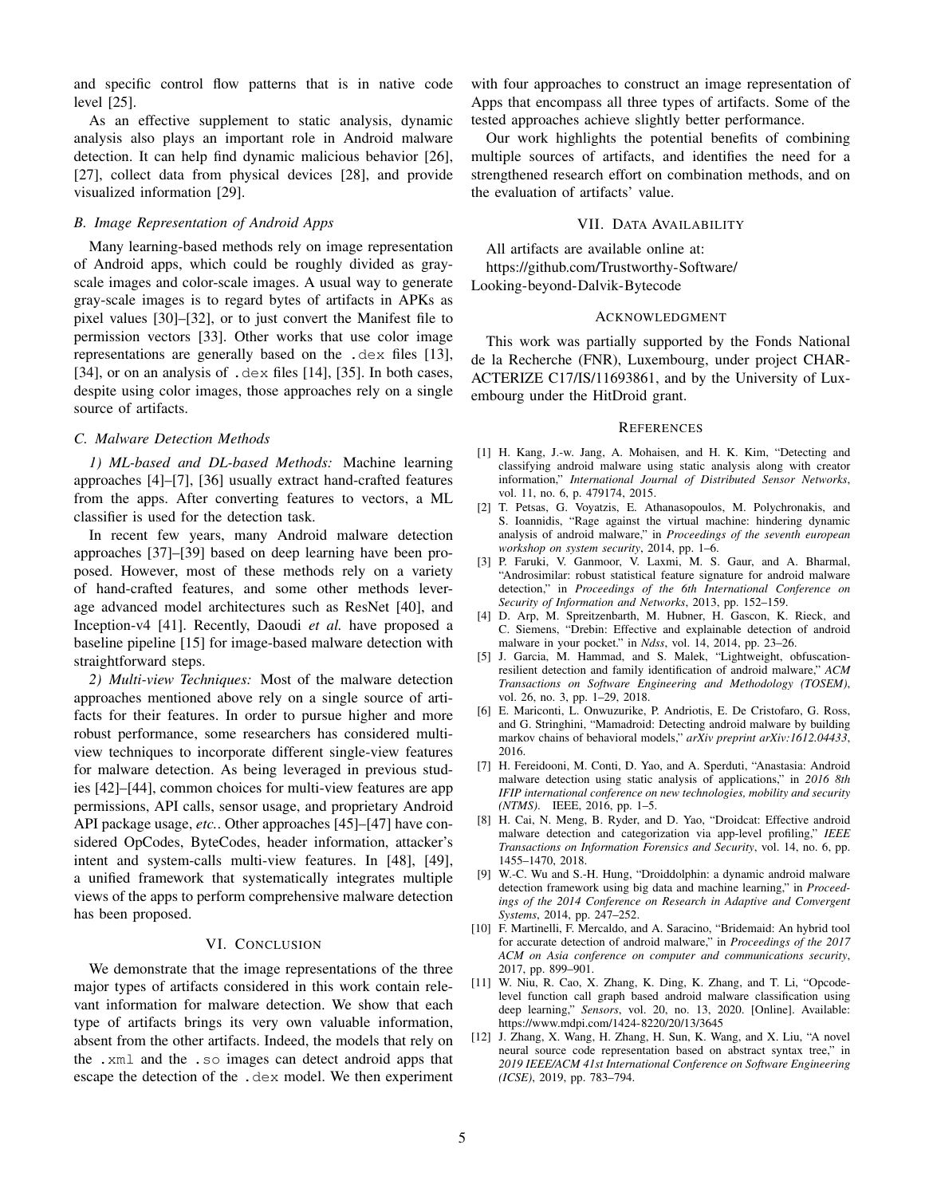and specific control flow patterns that is in native code level [25].

As an effective supplement to static analysis, dynamic analysis also plays an important role in Android malware detection. It can help find dynamic malicious behavior [26], [27], collect data from physical devices [28], and provide visualized information [29].

### B. Image Representation of Android Apps

Many learning-based methods rely on image representation of Android apps, which could be roughly divided as gray-scale images and color-scale images. A usual way to generate gray-scale images is to regard bytes of artifacts in APKs as pixel values [30]–[32], or to just convert the Manifest file to permission vectors [33]. Other works that use color image representations are generally based on the `.dex` files [13], [34], or on an analysis of `.dex` files [14], [35]. In both cases, despite using color images, those approaches rely on a single source of artifacts.

### C. Malware Detection Methods

*1) ML-based and DL-based Methods:* Machine learning approaches [4]–[7], [36] usually extract hand-crafted features from the apps. After converting features to vectors, a ML classifier is used for the detection task.

In recent few years, many Android malware detection approaches [37]–[39] based on deep learning have been proposed. However, most of these methods rely on a variety of hand-crafted features, and some other methods leverage advanced model architectures such as ResNet [40], and Inception-v4 [41]. Recently, Daoudi *et al.* have proposed a baseline pipeline [15] for image-based malware detection with straightforward steps.

*2) Multi-view Techniques:* Most of the malware detection approaches mentioned above rely on a single source of artifacts for their features. In order to pursue higher and more robust performance, some researchers has considered multi-view techniques to incorporate different single-view features for malware detection. As being leveraged in previous studies [42]–[44], common choices for multi-view features are app permissions, API calls, sensor usage, and proprietary Android API package usage, *etc.*. Other approaches [45]–[47] have considered OpCodes, ByteCodes, header information, attacker's intent and system-calls multi-view features. In [48], [49], a unified framework that systematically integrates multiple views of the apps to perform comprehensive malware detection has been proposed.

## VI. Conclusion

We demonstrate that the image representations of the three major types of artifacts considered in this work contain relevant information for malware detection. We show that each type of artifacts brings its very own valuable information, absent from the other artifacts. Indeed, the models that rely on the `.xml` and the `.so` images can detect android apps that escape the detection of the `.dex` model. We then experiment with four approaches to construct an image representation of Apps that encompass all three types of artifacts. Some of the tested approaches achieve slightly better performance.

Our work highlights the potential benefits of combining multiple sources of artifacts, and identifies the need for a strengthened research effort on combination methods, and on the evaluation of artifacts' value.

## VII. Data Availability

All artifacts are available online at:
https://github.com/Trustworthy-Software/Looking-beyond-Dalvik-Bytecode

## Acknowledgment

This work was partially supported by the Fonds National de la Recherche (FNR), Luxembourg, under project CHARACTERIZE C17/IS/11693861, and by the University of Luxembourg under the HitDroid grant.

## References

[1] H. Kang, J.-w. Jang, A. Mohaisen, and H. K. Kim, "Detecting and classifying android malware using static analysis along with creator information," *International Journal of Distributed Sensor Networks*, vol. 11, no. 6, p. 479174, 2015.

[2] T. Petsas, G. Voyatzis, E. Athanasopoulos, M. Polychronakis, and S. Ioannidis, "Rage against the virtual machine: hindering dynamic analysis of android malware," in *Proceedings of the seventh european workshop on system security*, 2014, pp. 1–6.

[3] P. Faruki, V. Ganmoor, V. Laxmi, M. S. Gaur, and A. Bharmal, "Androsimilar: robust statistical feature signature for android malware detection," in *Proceedings of the 6th International Conference on Security of Information and Networks*, 2013, pp. 152–159.

[4] D. Arp, M. Spreitzenbarth, M. Hubner, H. Gascon, K. Rieck, and C. Siemens, "Drebin: Effective and explainable detection of android malware in your pocket." in *Ndss*, vol. 14, 2014, pp. 23–26.

[5] J. Garcia, M. Hammad, and S. Malek, "Lightweight, obfuscation-resilient detection and family identification of android malware," *ACM Transactions on Software Engineering and Methodology (TOSEM)*, vol. 26, no. 3, pp. 1–29, 2018.

[6] E. Mariconti, L. Onwuzurike, P. Andriotis, E. De Cristofaro, G. Ross, and G. Stringhini, "Mamadroid: Detecting android malware by building markov chains of behavioral models," *arXiv preprint arXiv:1612.04433*, 2016.

[7] H. Fereidooni, M. Conti, D. Yao, and A. Sperduti, "Anastasia: Android malware detection using static analysis of applications," in *2016 8th IFIP international conference on new technologies, mobility and security (NTMS)*. IEEE, 2016, pp. 1–5.

[8] H. Cai, N. Meng, B. Ryder, and D. Yao, "Droidcat: Effective android malware detection and categorization via app-level profiling," *IEEE Transactions on Information Forensics and Security*, vol. 14, no. 6, pp. 1455–1470, 2018.

[9] W.-C. Wu and S.-H. Hung, "Droiddolphin: a dynamic android malware detection framework using big data and machine learning," in *Proceedings of the 2014 Conference on Research in Adaptive and Convergent Systems*, 2014, pp. 247–252.

[10] F. Martinelli, F. Mercaldo, and A. Saracino, "Bridemaid: An hybrid tool for accurate detection of android malware," in *Proceedings of the 2017 ACM on Asia conference on computer and communications security*, 2017, pp. 899–901.

[11] W. Niu, R. Cao, X. Zhang, K. Ding, K. Zhang, and T. Li, "Opcode-level function call graph based android malware classification using deep learning," *Sensors*, vol. 20, no. 13, 2020. [Online]. Available: https://www.mdpi.com/1424-8220/20/13/3645

[12] J. Zhang, X. Wang, H. Zhang, H. Sun, K. Wang, and X. Liu, "A novel neural source code representation based on abstract syntax tree," in *2019 IEEE/ACM 41st International Conference on Software Engineering (ICSE)*, 2019, pp. 783–794.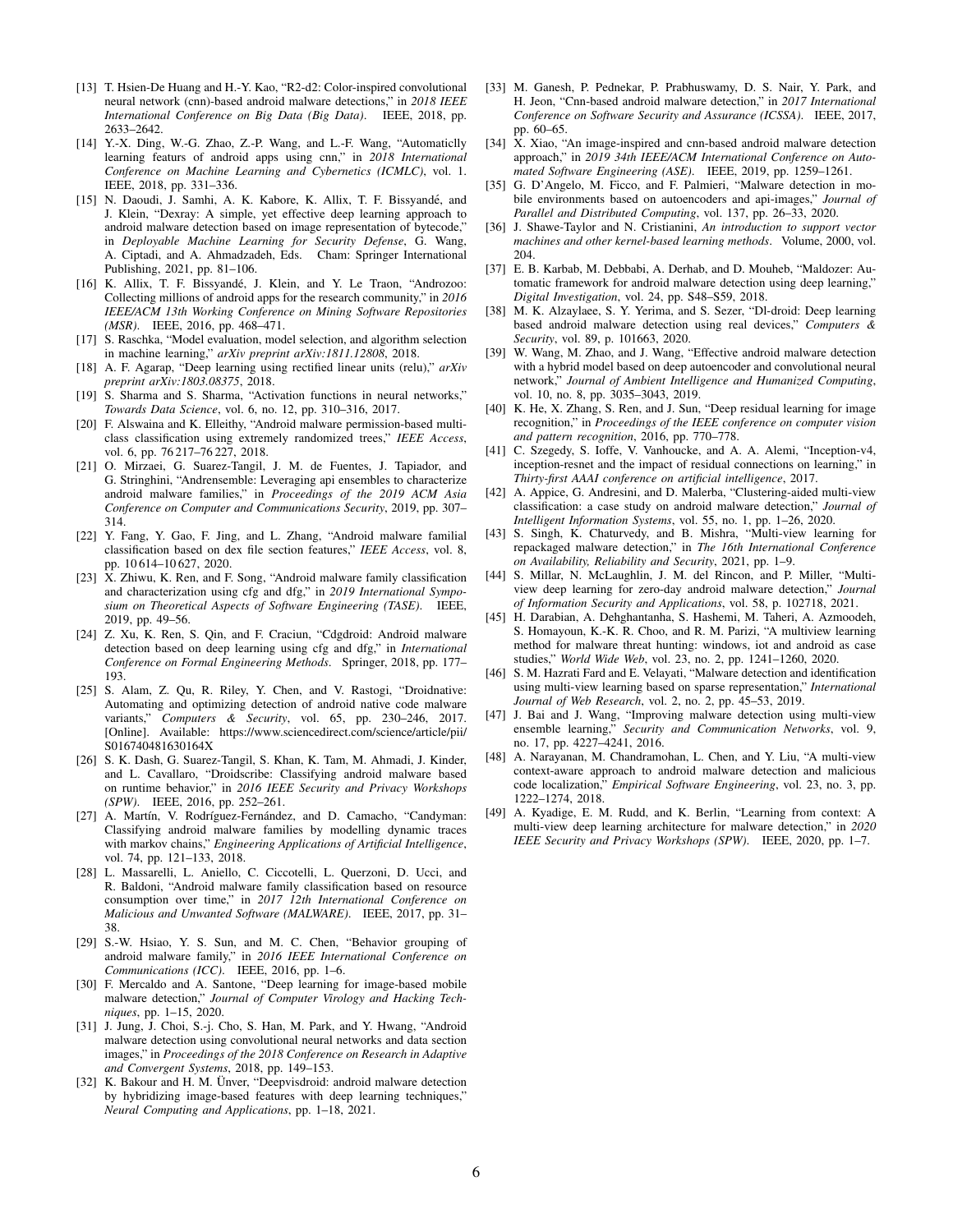[13] T. Hsien-De Huang and H.-Y. Kao, "R2-d2: Color-inspired convolutional neural network (cnn)-based android malware detections," in *2018 IEEE International Conference on Big Data (Big Data)*. IEEE, 2018, pp. 2633–2642.

[14] Y.-X. Ding, W.-G. Zhao, Z.-P. Wang, and L.-F. Wang, "Automaticlly learning featurs of android apps using cnn," in *2018 International Conference on Machine Learning and Cybernetics (ICMLC)*, vol. 1. IEEE, 2018, pp. 331–336.

[15] N. Daoudi, J. Samhi, A. K. Kabore, K. Allix, T. F. Bissyandé, and J. Klein, "Dexray: A simple, yet effective deep learning approach to android malware detection based on image representation of bytecode," in *Deployable Machine Learning for Security Defense*, G. Wang, A. Ciptadi, and A. Ahmadzadeh, Eds. Cham: Springer International Publishing, 2021, pp. 81–106.

[16] K. Allix, T. F. Bissyandé, J. Klein, and Y. Le Traon, "Androzoo: Collecting millions of android apps for the research community," in *2016 IEEE/ACM 13th Working Conference on Mining Software Repositories (MSR)*. IEEE, 2016, pp. 468–471.

[17] S. Raschka, "Model evaluation, model selection, and algorithm selection in machine learning," *arXiv preprint arXiv:1811.12808*, 2018.

[18] A. F. Agarap, "Deep learning using rectified linear units (relu)," *arXiv preprint arXiv:1803.08375*, 2018.

[19] S. Sharma and S. Sharma, "Activation functions in neural networks," *Towards Data Science*, vol. 6, no. 12, pp. 310–316, 2017.

[20] F. Alswaina and K. Elleithy, "Android malware permission-based multi-class classification using extremely randomized trees," *IEEE Access*, vol. 6, pp. 76 217–76 227, 2018.

[21] O. Mirzaei, G. Suarez-Tangil, J. M. de Fuentes, J. Tapiador, and G. Stringhini, "Andrensemble: Leveraging api ensembles to characterize android malware families," in *Proceedings of the 2019 ACM Asia Conference on Computer and Communications Security*, 2019, pp. 307–314.

[22] Y. Fang, Y. Gao, F. Jing, and L. Zhang, "Android malware familial classification based on dex file section features," *IEEE Access*, vol. 8, pp. 10 614–10 627, 2020.

[23] X. Zhiwu, K. Ren, and F. Song, "Android malware family classification and characterization using cfg and dfg," in *2019 International Symposium on Theoretical Aspects of Software Engineering (TASE)*. IEEE, 2019, pp. 49–56.

[24] Z. Xu, K. Ren, S. Qin, and F. Craciun, "Cdgdroid: Android malware detection based on deep learning using cfg and dfg," in *International Conference on Formal Engineering Methods*. Springer, 2018, pp. 177–193.

[25] S. Alam, Z. Qu, R. Riley, Y. Chen, and V. Rastogi, "Droidnative: Automating and optimizing detection of android native code malware variants," *Computers & Security*, vol. 65, pp. 230–246, 2017. [Online]. Available: https://www.sciencedirect.com/science/article/pii/S016740481630164X

[26] S. K. Dash, G. Suarez-Tangil, S. Khan, K. Tam, M. Ahmadi, J. Kinder, and L. Cavallaro, "Droidscribe: Classifying android malware based on runtime behavior," in *2016 IEEE Security and Privacy Workshops (SPW)*. IEEE, 2016, pp. 252–261.

[27] A. Martín, V. Rodríguez-Fernández, and D. Camacho, "Candyman: Classifying android malware families by modelling dynamic traces with markov chains," *Engineering Applications of Artificial Intelligence*, vol. 74, pp. 121–133, 2018.

[28] L. Massarelli, L. Aniello, C. Ciccotelli, L. Querzoni, D. Ucci, and R. Baldoni, "Android malware family classification based on resource consumption over time," in *2017 12th International Conference on Malicious and Unwanted Software (MALWARE)*. IEEE, 2017, pp. 31–38.

[29] S.-W. Hsiao, Y. S. Sun, and M. C. Chen, "Behavior grouping of android malware family," in *2016 IEEE International Conference on Communications (ICC)*. IEEE, 2016, pp. 1–6.

[30] F. Mercaldo and A. Santone, "Deep learning for image-based mobile malware detection," *Journal of Computer Virology and Hacking Techniques*, pp. 1–15, 2020.

[31] J. Jung, J. Choi, S.-j. Cho, S. Han, M. Park, and Y. Hwang, "Android malware detection using convolutional neural networks and data section images," in *Proceedings of the 2018 Conference on Research in Adaptive and Convergent Systems*, 2018, pp. 149–153.

[32] K. Bakour and H. M. Ünver, "Deepvisdroid: android malware detection by hybridizing image-based features with deep learning techniques," *Neural Computing and Applications*, pp. 1–18, 2021.

[33] M. Ganesh, P. Pednekar, P. Prabhuswamy, D. S. Nair, Y. Park, and H. Jeon, "Cnn-based android malware detection," in *2017 International Conference on Software Security and Assurance (ICSSA)*. IEEE, 2017, pp. 60–65.

[34] X. Xiao, "An image-inspired and cnn-based android malware detection approach," in *2019 34th IEEE/ACM International Conference on Automated Software Engineering (ASE)*. IEEE, 2019, pp. 1259–1261.

[35] G. D'Angelo, M. Ficco, and F. Palmieri, "Malware detection in mobile environments based on autoencoders and api-images," *Journal of Parallel and Distributed Computing*, vol. 137, pp. 26–33, 2020.

[36] J. Shawe-Taylor and N. Cristianini, *An introduction to support vector machines and other kernel-based learning methods*. Volume, 2000, vol. 204.

[37] E. B. Karbab, M. Debbabi, A. Derhab, and D. Mouheb, "Maldozer: Automatic framework for android malware detection using deep learning," *Digital Investigation*, vol. 24, pp. S48–S59, 2018.

[38] M. K. Alzaylaee, S. Y. Yerima, and S. Sezer, "Dl-droid: Deep learning based android malware detection using real devices," *Computers & Security*, vol. 89, p. 101663, 2020.

[39] W. Wang, M. Zhao, and J. Wang, "Effective android malware detection with a hybrid model based on deep autoencoder and convolutional neural network," *Journal of Ambient Intelligence and Humanized Computing*, vol. 10, no. 8, pp. 3035–3043, 2019.

[40] K. He, X. Zhang, S. Ren, and J. Sun, "Deep residual learning for image recognition," in *Proceedings of the IEEE conference on computer vision and pattern recognition*, 2016, pp. 770–778.

[41] C. Szegedy, S. Ioffe, V. Vanhoucke, and A. A. Alemi, "Inception-v4, inception-resnet and the impact of residual connections on learning," in *Thirty-first AAAI conference on artificial intelligence*, 2017.

[42] A. Appice, G. Andresini, and D. Malerba, "Clustering-aided multi-view classification: a case study on android malware detection," *Journal of Intelligent Information Systems*, vol. 55, no. 1, pp. 1–26, 2020.

[43] S. Singh, K. Chaturvedy, and B. Mishra, "Multi-view learning for repackaged malware detection," in *The 16th International Conference on Availability, Reliability and Security*, 2021, pp. 1–9.

[44] S. Millar, N. McLaughlin, J. M. del Rincon, and P. Miller, "Multi-view deep learning for zero-day android malware detection," *Journal of Information Security and Applications*, vol. 58, p. 102718, 2021.

[45] H. Darabian, A. Dehghantanha, S. Hashemi, M. Taheri, A. Azmoodeh, S. Homayoun, K.-K. R. Choo, and R. M. Parizi, "A multiview learning method for malware threat hunting: windows, iot and android as case studies," *World Wide Web*, vol. 23, no. 2, pp. 1241–1260, 2020.

[46] S. M. Hazrati Fard and E. Velayati, "Malware detection and identification using multi-view learning based on sparse representation," *International Journal of Web Research*, vol. 2, no. 2, pp. 45–53, 2019.

[47] J. Bai and J. Wang, "Improving malware detection using multi-view ensemble learning," *Security and Communication Networks*, vol. 9, no. 17, pp. 4227–4241, 2016.

[48] A. Narayanan, M. Chandramohan, L. Chen, and Y. Liu, "A multi-view context-aware approach to android malware detection and malicious code localization," *Empirical Software Engineering*, vol. 23, no. 3, pp. 1222–1274, 2018.

[49] A. Kyadige, E. M. Rudd, and K. Berlin, "Learning from context: A multi-view deep learning architecture for malware detection," in *2020 IEEE Security and Privacy Workshops (SPW)*. IEEE, 2020, pp. 1–7.